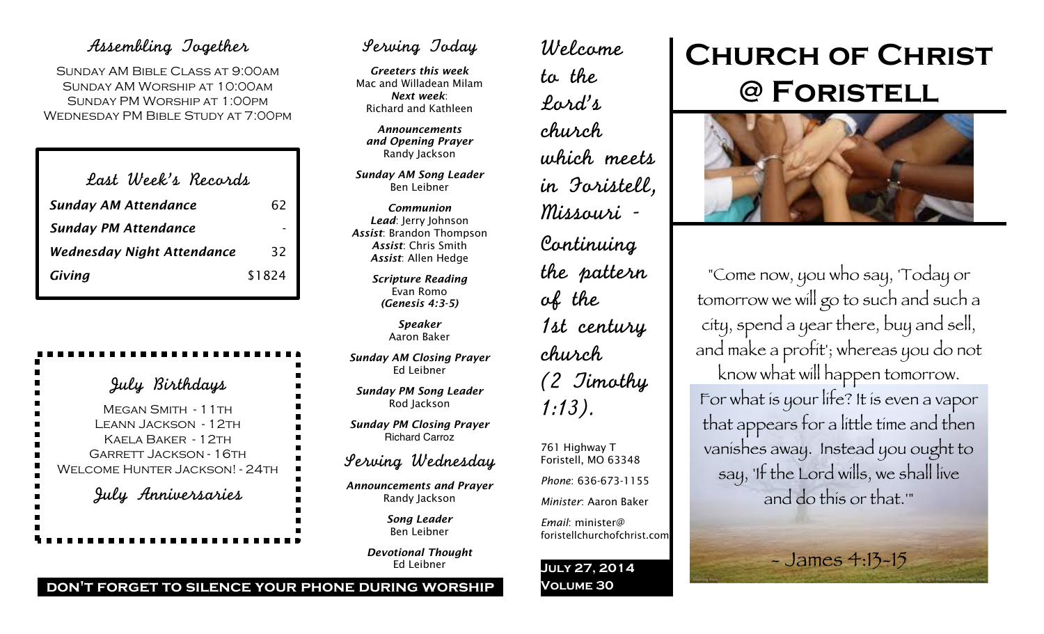## Assembling Together

Sunday AM Bible Class at 9:00am
Sunday AM Worship at 10:00am
Sunday PM Worship at 1:00pm
Wednesday PM Bible Study at 7:00pm

## Last Week's Records

| | |
|---|---|
| ***Sunday AM Attendance*** | 62 |
| ***Sunday PM Attendance*** | - |
| ***Wednesday Night Attendance*** | 32 |
| ***Giving*** | $1824 |

## July Birthdays

Megan Smith - 11th
Leann Jackson - 12th
Kaela Baker - 12th
Garrett Jackson - 16th
Welcome Hunter Jackson! - 24th

## July Anniversaries

## Serving Today

***Greeters this week***
Mac and Willadean Milam
***Next week***:
Richard and Kathleen

***Announcements and Opening Prayer***
Randy Jackson

***Sunday AM Song Leader***
Ben Leibner

***Communion***
***Lead***: Jerry Johnson
***Assist***: Brandon Thompson
***Assist***: Chris Smith
***Assist***: Allen Hedge

***Scripture Reading***
Evan Romo
***(Genesis 4:3-5)***

***Speaker***
Aaron Baker

***Sunday AM Closing Prayer***
Ed Leibner

***Sunday PM Song Leader***
Rod Jackson

***Sunday PM Closing Prayer***
Richard Carroz

## Serving Wednesday

***Announcements and Prayer***
Randy Jackson

***Song Leader***
Ben Leibner

***Devotional Thought***
Ed Leibner

**DON'T FORGET TO SILENCE YOUR PHONE DURING WORSHIP**

*Welcome to the Lord's church which meets in Foristell, Missouri - Continuing the pattern of the 1st century church (2 Timothy 1:13).*

761 Highway T
Foristell, MO 63348

*Phone*: 636-673-1155

*Minister*: Aaron Baker

*Email*: minister@foristellchurchofchrist.com

**July 27, 2014**
**Volume 30**

# Church of Christ @ Foristell

"Come now, you who say, 'Today or tomorrow we will go to such and such a city, spend a year there, buy and sell, and make a profit'; whereas you do not know what will happen tomorrow. For what is your life? It is even a vapor that appears for a little time and then vanishes away. Instead you ought to say, 'If the Lord wills, we shall live and do this or that.'"

~ James 4:13-15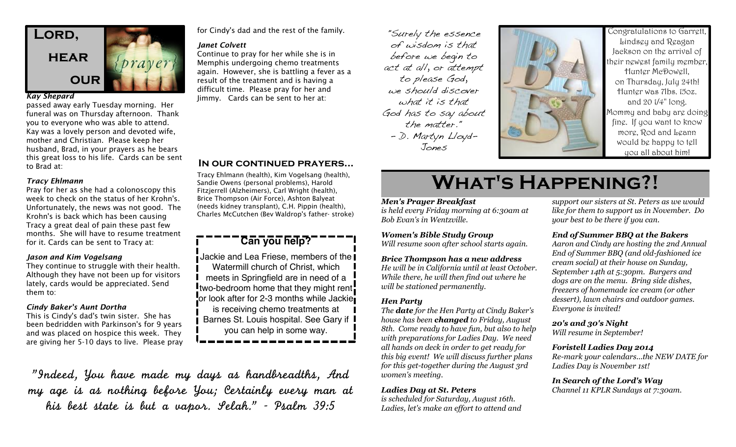# Lord, hear our {prayer}

***Kay Shepard***

passed away early Tuesday morning. Her funeral was on Thursday afternoon. Thank you to everyone who was able to attend. Kay was a lovely person and devoted wife, mother and Christian. Please keep her husband, Brad, in your prayers as he bears this great loss to his life. Cards can be sent to Brad at:

***Tracy Ehlmann***

Pray for her as she had a colonoscopy this week to check on the status of her Krohn's. Unfortunately, the news was not good. The Krohn's is back which has been causing Tracy a great deal of pain these past few months. She will have to resume treatment for it. Cards can be sent to Tracy at:

***Jason and Kim Vogelsang***

They continue to struggle with their health. Although they have not been up for visitors lately, cards would be appreciated. Send them to:

***Cindy Baker's Aunt Dortha***

This is Cindy's dad's twin sister. She has been bedridden with Parkinson's for 9 years and was placed on hospice this week. They are giving her 5-10 days to live. Please pray for Cindy's dad and the rest of the family.

***Janet Colvett***

Continue to pray for her while she is in Memphis undergoing chemo treatments again. However, she is battling a fever as a result of the treatment and is having a difficult time. Please pray for her and Jimmy. Cards can be sent to her at:

## In our continued prayers...

Tracy Ehlmann (health), Kim Vogelsang (health), Sandie Owens (personal problems), Harold Fitzjerrell (Alzheimers), Carl Wright (health), Brice Thompson (Air Force), Ashton Balyeat (needs kidney transplant), C.H. Pippin (health), Charles McCutchen (Bev Waldrop's father- stroke)

**Can you help?**

Jackie and Lea Friese, members of the Watermill church of Christ, which meets in Springfield are in need of a two-bedroom home that they might rent or look after for 2-3 months while Jackie is receiving chemo treatments at Barnes St. Louis hospital. See Gary if you can help in some way.

"Indeed, You have made my days as handbreadths, And my age is as nothing before You; Certainly every man at his best state is but a vapor. Selah." - Psalm 39:5

"Surely the essence of wisdom is that before we begin to act at all, or attempt to please God, we should discover what it is that God has to say about the matter." - D. Martyn Lloyd-Jones

BABY

Congratulations to Garrett, Lindsey and Reagan Jackson on the arrival of their newest family member, Hunter McDowell, on Thursday, July 24th! Hunter was 7lbs. 15oz. and 20 1/4" long. Mommy and baby are doing fine. If you want to know more, Rod and Leann would be happy to tell you all about him!

# What's Happening?!

***Men's Prayer Breakfast***
*is held every Friday morning at 6:30am at Bob Evan's in Wentzville.*

***Women's Bible Study Group***
*Will resume soon after school starts again.*

***Brice Thompson has a new address***
*He will be in California until at least October. While there, he will then find out where he will be stationed permanently.*

***Hen Party***
*The **date** for the Hen Party at Cindy Baker's house has been **changed** to Friday, August 8th. Come ready to have fun, but also to help with preparations for Ladies Day. We need all hands on deck in order to get ready for this big event! We will discuss further plans for this get-together during the August 3rd women's meeting.*

***Ladies Day at St. Peters***
*is scheduled for Saturday, August 16th. Ladies, let's make an effort to attend and support our sisters at St. Peters as we would like for them to support us in November. Do your best to be there if you can.*

***End of Summer BBQ at the Bakers***
*Aaron and Cindy are hosting the 2nd Annual End of Summer BBQ (and old-fashioned ice cream social) at their house on Sunday, September 14th at 5:30pm. Burgers and dogs are on the menu. Bring side dishes, freezers of homemade ice cream (or other dessert), lawn chairs and outdoor games. Everyone is invited!*

***20's and 30's Night***
*Will resume in September!*

***Foristell Ladies Day 2014***
*Re-mark your calendars...the NEW DATE for Ladies Day is November 1st!*

***In Search of the Lord's Way***
*Channel 11 KPLR Sundays at 7:30am.*